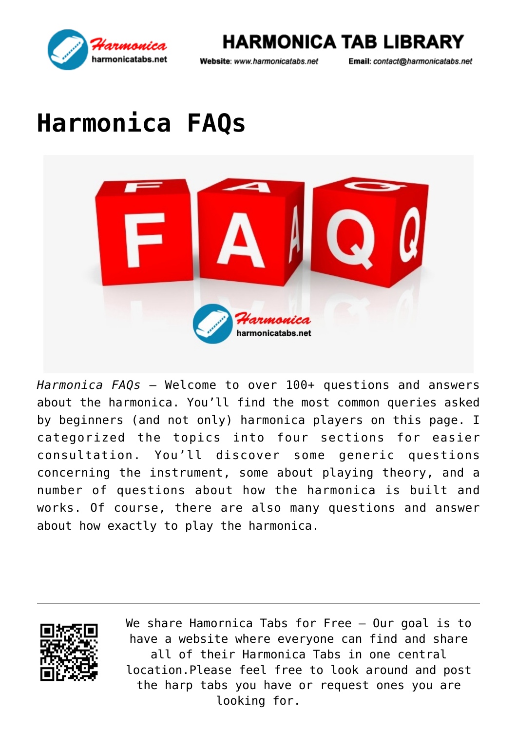# Harmonica FAQs

*Harmonica FAQs* – Welcome to over 100+ questions and answers about the harmonica. You'll find the most common queries asked by beginners (and not only) harmonica players on this page. I categorized the topics into four sections for easier consultation. You'll discover some generic questions concerning the instrument, some about playing theory, and a number of questions about how the harmonica is built and works. Of course, there are also many questions and answer about how exactly to play the harmonica.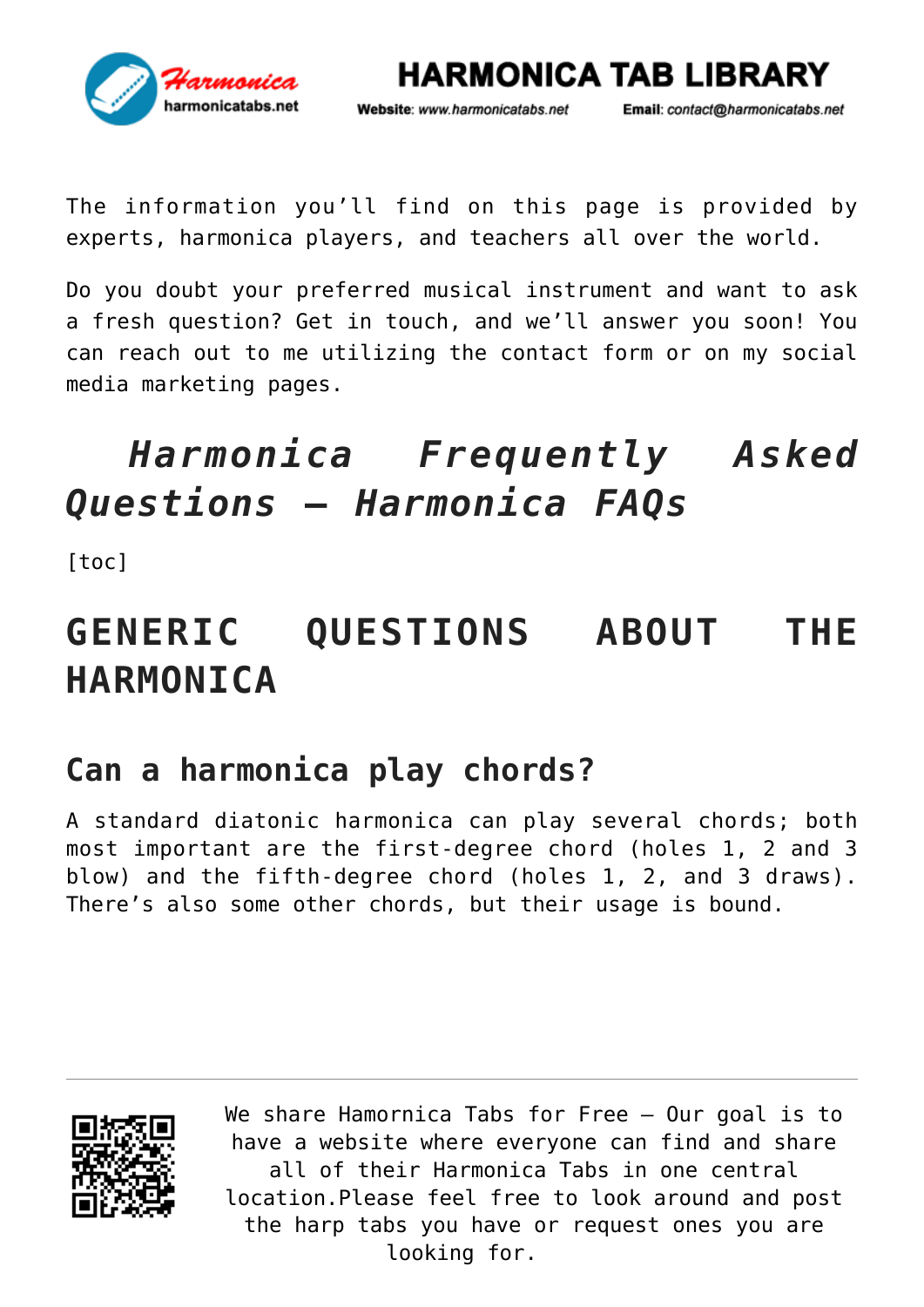The information you'll find on this page is provided by experts, harmonica players, and teachers all over the world.

Do you doubt your preferred musical instrument and want to ask a fresh question? Get in touch, and we'll answer you soon! You can reach out to me utilizing the contact form or on my social media marketing pages.

# *Harmonica Frequently Asked Questions – Harmonica FAQs*

[toc]

# GENERIC QUESTIONS ABOUT THE HARMONICA

## Can a harmonica play chords?

A standard diatonic harmonica can play several chords; both most important are the first-degree chord (holes 1, 2 and 3 blow) and the fifth-degree chord (holes 1, 2, and 3 draws). There's also some other chords, but their usage is bound.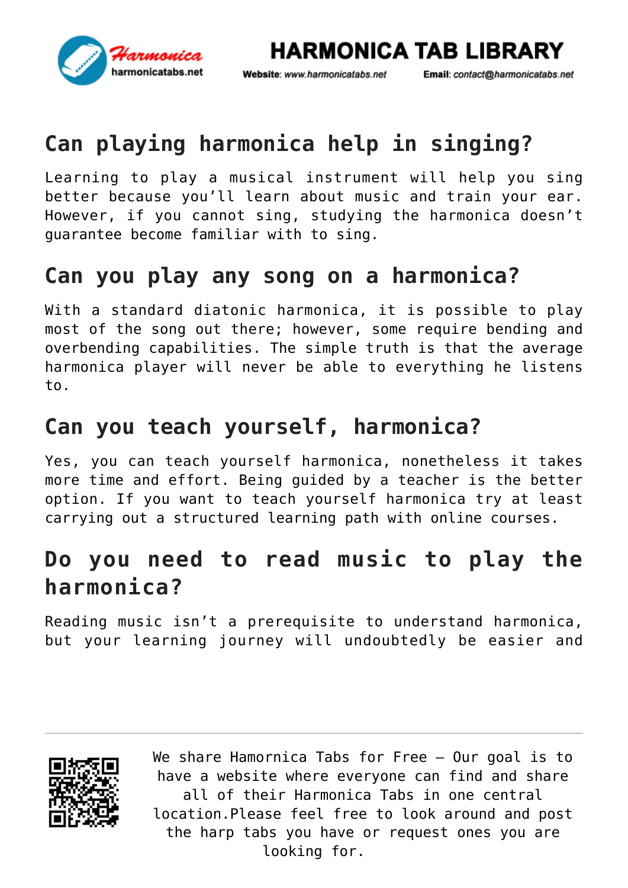## Can playing harmonica help in singing?

Learning to play a musical instrument will help you sing better because you'll learn about music and train your ear. However, if you cannot sing, studying the harmonica doesn't guarantee become familiar with to sing.

## Can you play any song on a harmonica?

With a standard diatonic harmonica, it is possible to play most of the song out there; however, some require bending and overbending capabilities. The simple truth is that the average harmonica player will never be able to everything he listens to.

## Can you teach yourself, harmonica?

Yes, you can teach yourself harmonica, nonetheless it takes more time and effort. Being guided by a teacher is the better option. If you want to teach yourself harmonica try at least carrying out a structured learning path with online courses.

## Do you need to read music to play the harmonica?

Reading music isn't a prerequisite to understand harmonica, but your learning journey will undoubtedly be easier and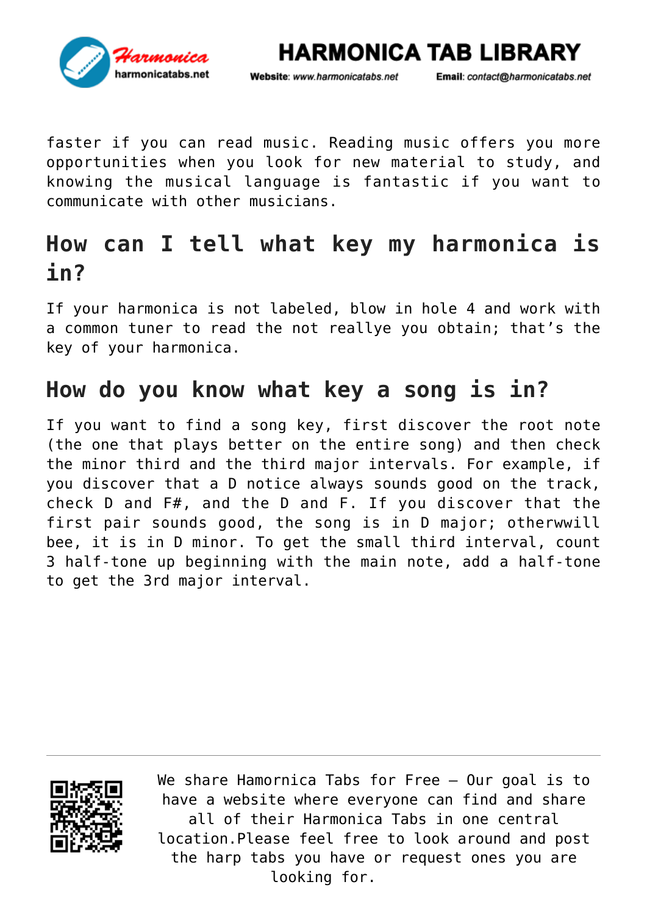faster if you can read music. Reading music offers you more opportunities when you look for new material to study, and knowing the musical language is fantastic if you want to communicate with other musicians.

## How can I tell what key my harmonica is in?

If your harmonica is not labeled, blow in hole 4 and work with a common tuner to read the not reallye you obtain; that's the key of your harmonica.

## How do you know what key a song is in?

If you want to find a song key, first discover the root note (the one that plays better on the entire song) and then check the minor third and the third major intervals. For example, if you discover that a D notice always sounds good on the track, check D and F#, and the D and F. If you discover that the first pair sounds good, the song is in D major; otherwwill bee, it is in D minor. To get the small third interval, count 3 half-tone up beginning with the main note, add a half-tone to get the 3rd major interval.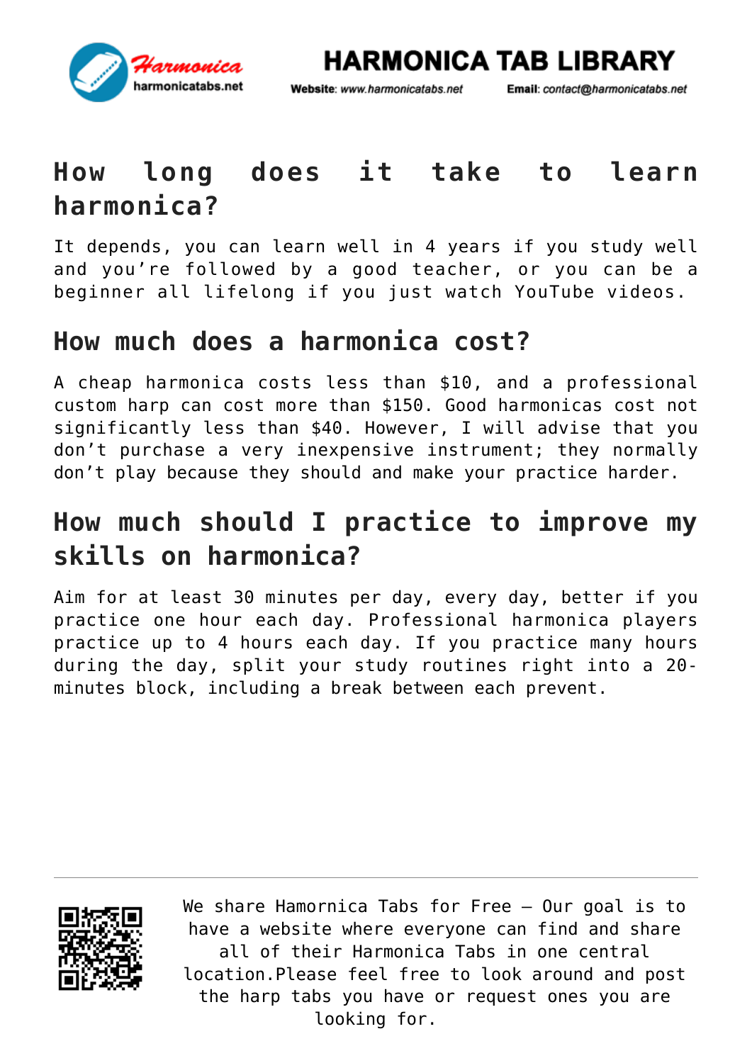## How long does it take to learn harmonica?

It depends, you can learn well in 4 years if you study well and you're followed by a good teacher, or you can be a beginner all lifelong if you just watch YouTube videos.

## How much does a harmonica cost?

A cheap harmonica costs less than $10, and a professional custom harp can cost more than $150. Good harmonicas cost not significantly less than $40. However, I will advise that you don't purchase a very inexpensive instrument; they normally don't play because they should and make your practice harder.

## How much should I practice to improve my skills on harmonica?

Aim for at least 30 minutes per day, every day, better if you practice one hour each day. Professional harmonica players practice up to 4 hours each day. If you practice many hours during the day, split your study routines right into a 20-minutes block, including a break between each prevent.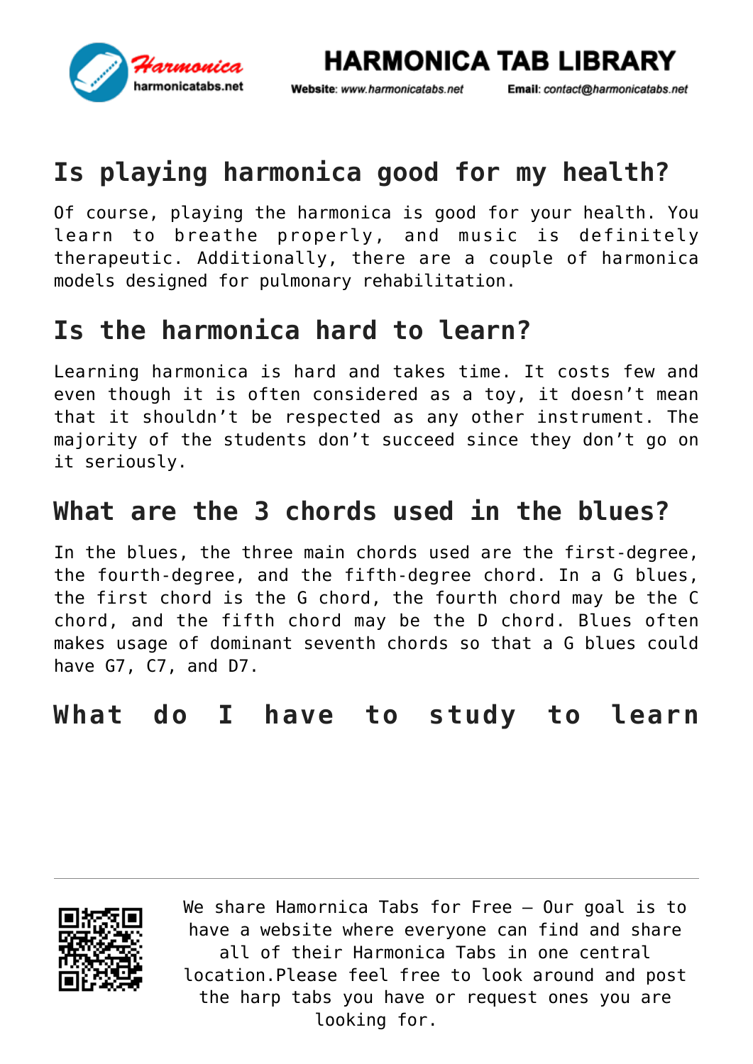## Is playing harmonica good for my health?

Of course, playing the harmonica is good for your health. You learn to breathe properly, and music is definitely therapeutic. Additionally, there are a couple of harmonica models designed for pulmonary rehabilitation.

## Is the harmonica hard to learn?

Learning harmonica is hard and takes time. It costs few and even though it is often considered as a toy, it doesn't mean that it shouldn't be respected as any other instrument. The majority of the students don't succeed since they don't go on it seriously.

## What are the 3 chords used in the blues?

In the blues, the three main chords used are the first-degree, the fourth-degree, and the fifth-degree chord. In a G blues, the first chord is the G chord, the fourth chord may be the C chord, and the fifth chord may be the D chord. Blues often makes usage of dominant seventh chords so that a G blues could have G7, C7, and D7.

## What do I have to study to learn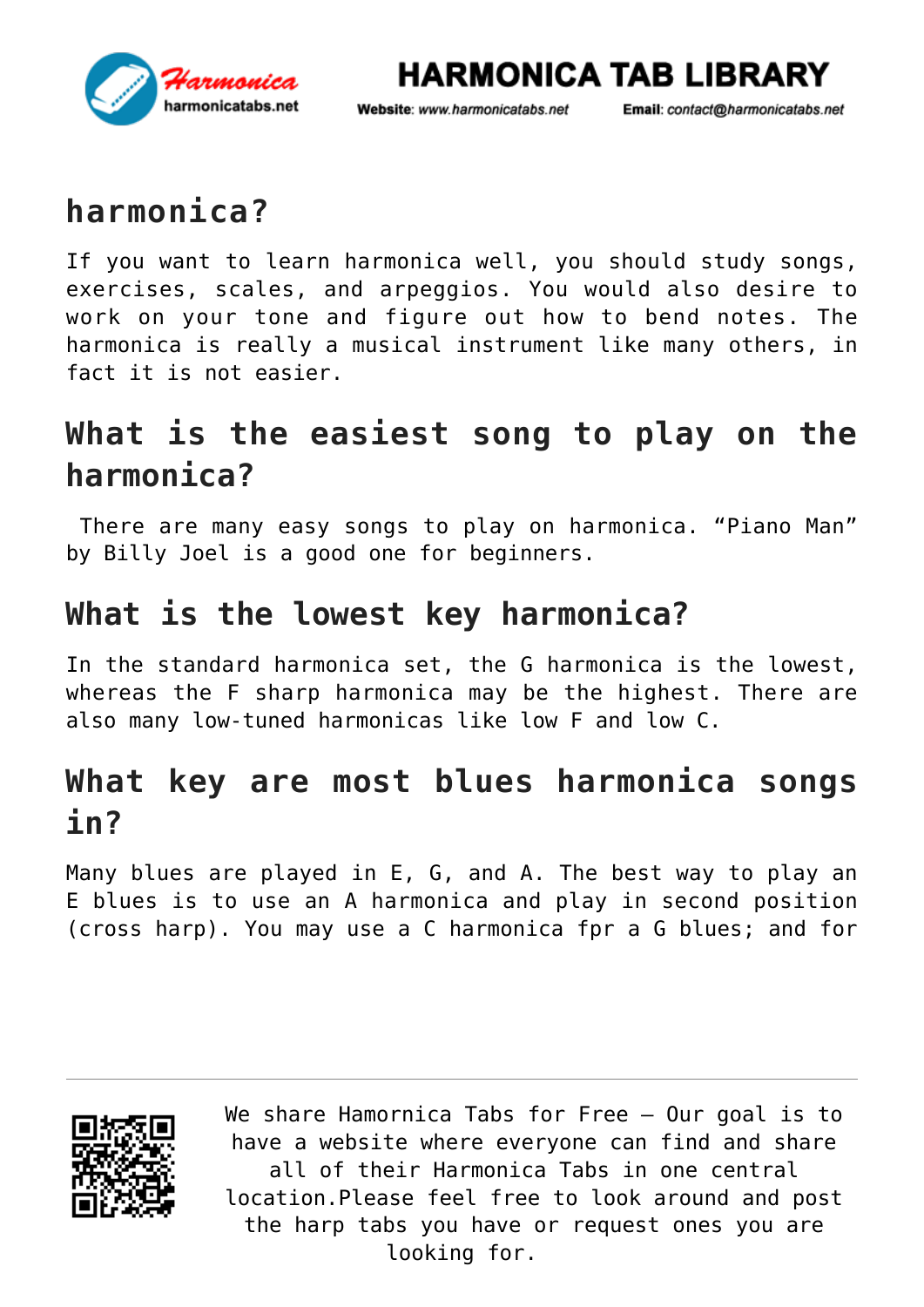## harmonica?

If you want to learn harmonica well, you should study songs, exercises, scales, and arpeggios. You would also desire to work on your tone and figure out how to bend notes. The harmonica is really a musical instrument like many others, in fact it is not easier.

## What is the easiest song to play on the harmonica?

There are many easy songs to play on harmonica. “Piano Man” by Billy Joel is a good one for beginners.

## What is the lowest key harmonica?

In the standard harmonica set, the G harmonica is the lowest, whereas the F sharp harmonica may be the highest. There are also many low-tuned harmonicas like low F and low C.

## What key are most blues harmonica songs in?

Many blues are played in E, G, and A. The best way to play an E blues is to use an A harmonica and play in second position (cross harp). You may use a C harmonica fpr a G blues; and for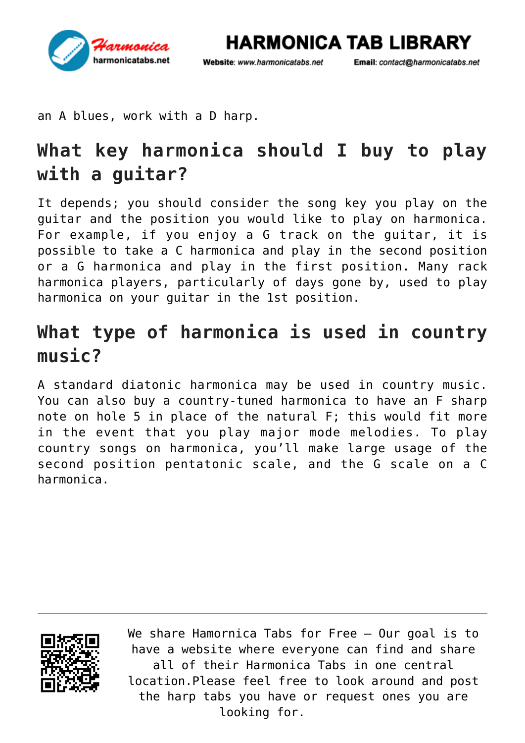an A blues, work with a D harp.

## What key harmonica should I buy to play with a guitar?

It depends; you should consider the song key you play on the guitar and the position you would like to play on harmonica. For example, if you enjoy a G track on the guitar, it is possible to take a C harmonica and play in the second position or a G harmonica and play in the first position. Many rack harmonica players, particularly of days gone by, used to play harmonica on your guitar in the 1st position.

## What type of harmonica is used in country music?

A standard diatonic harmonica may be used in country music. You can also buy a country-tuned harmonica to have an F sharp note on hole 5 in place of the natural F; this would fit more in the event that you play major mode melodies. To play country songs on harmonica, you'll make large usage of the second position pentatonic scale, and the G scale on a C harmonica.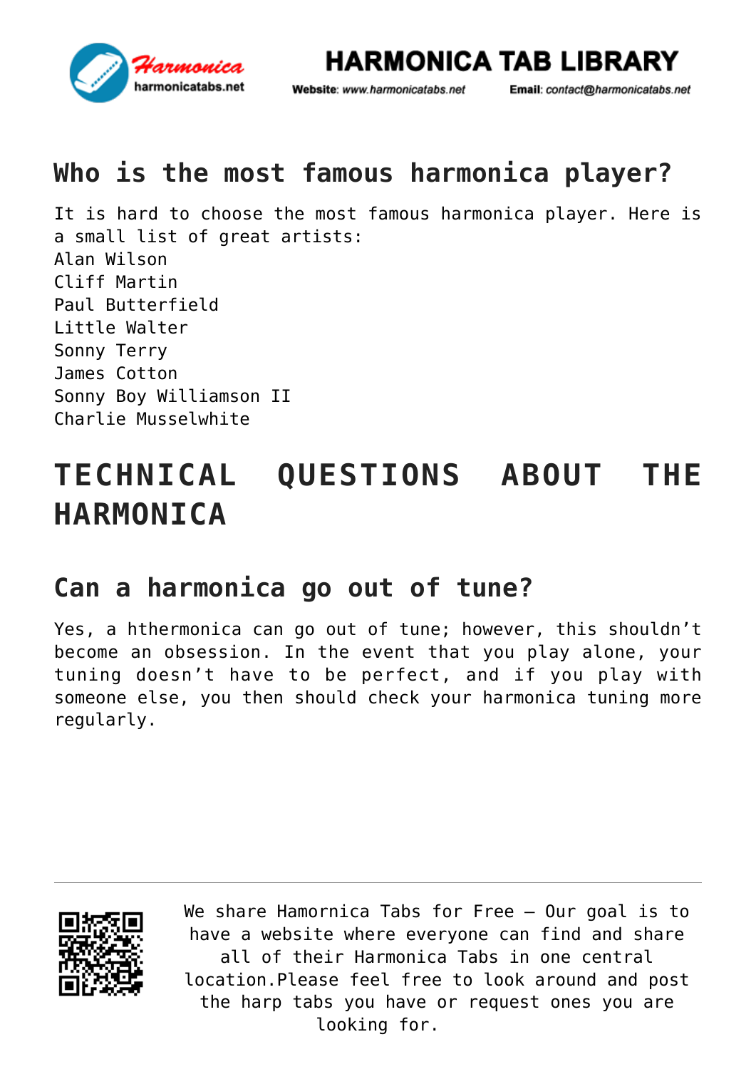## Who is the most famous harmonica player?

It is hard to choose the most famous harmonica player. Here is a small list of great artists:
Alan Wilson
Cliff Martin
Paul Butterfield
Little Walter
Sonny Terry
James Cotton
Sonny Boy Williamson II
Charlie Musselwhite

# TECHNICAL QUESTIONS ABOUT THE HARMONICA

## Can a harmonica go out of tune?

Yes, a hthermonica can go out of tune; however, this shouldn't become an obsession. In the event that you play alone, your tuning doesn't have to be perfect, and if you play with someone else, you then should check your harmonica tuning more regularly.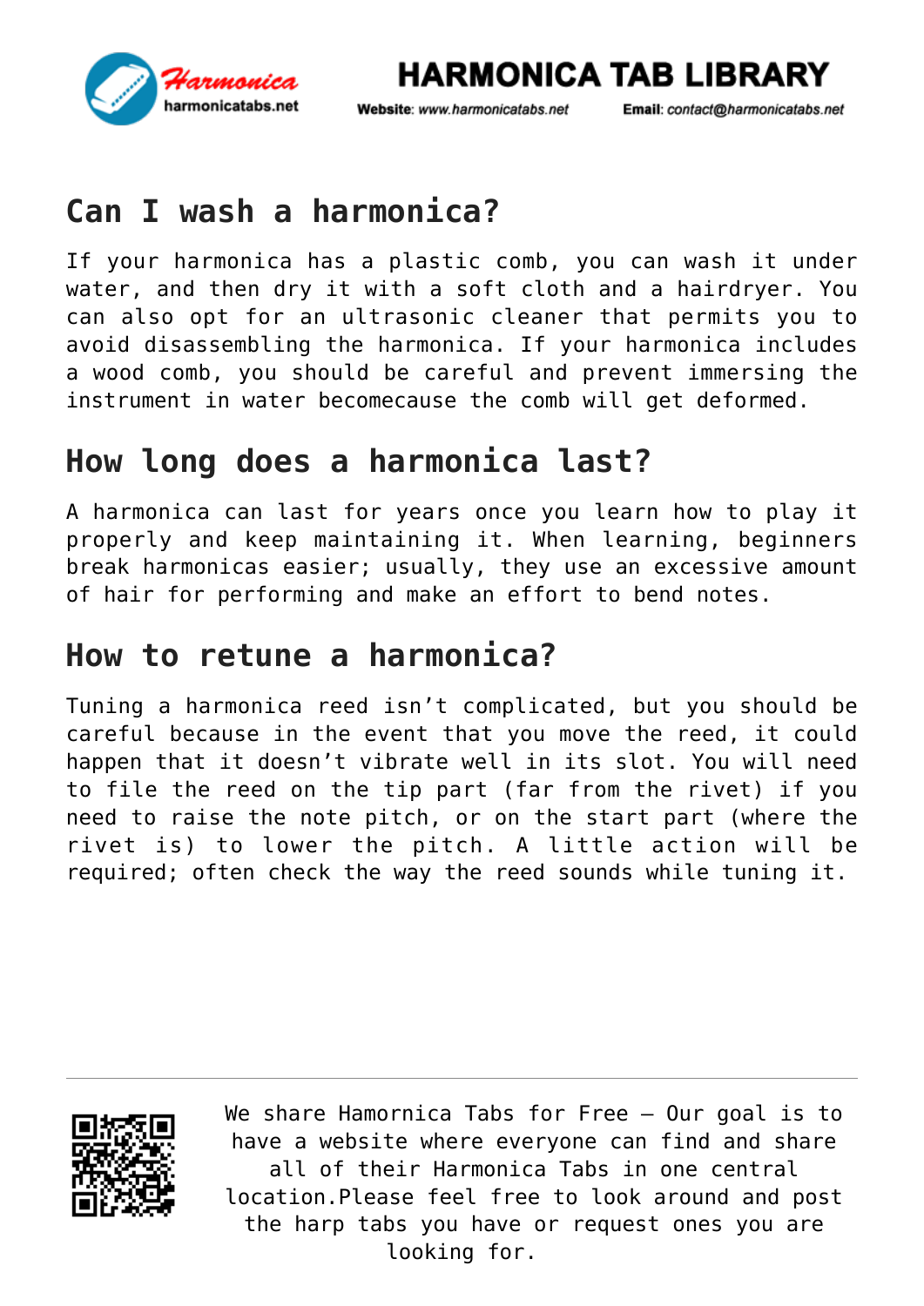## Can I wash a harmonica?

If your harmonica has a plastic comb, you can wash it under water, and then dry it with a soft cloth and a hairdryer. You can also opt for an ultrasonic cleaner that permits you to avoid disassembling the harmonica. If your harmonica includes a wood comb, you should be careful and prevent immersing the instrument in water becomecause the comb will get deformed.

## How long does a harmonica last?

A harmonica can last for years once you learn how to play it properly and keep maintaining it. When learning, beginners break harmonicas easier; usually, they use an excessive amount of hair for performing and make an effort to bend notes.

## How to retune a harmonica?

Tuning a harmonica reed isn't complicated, but you should be careful because in the event that you move the reed, it could happen that it doesn't vibrate well in its slot. You will need to file the reed on the tip part (far from the rivet) if you need to raise the note pitch, or on the start part (where the rivet is) to lower the pitch. A little action will be required; often check the way the reed sounds while tuning it.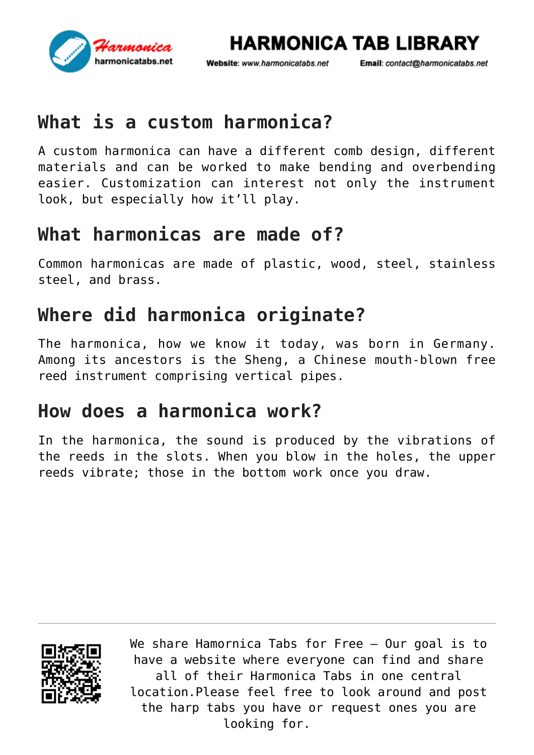## What is a custom harmonica?

A custom harmonica can have a different comb design, different materials and can be worked to make bending and overbending easier. Customization can interest not only the instrument look, but especially how it'll play.

## What harmonicas are made of?

Common harmonicas are made of plastic, wood, steel, stainless steel, and brass.

## Where did harmonica originate?

The harmonica, how we know it today, was born in Germany. Among its ancestors is the Sheng, a Chinese mouth-blown free reed instrument comprising vertical pipes.

## How does a harmonica work?

In the harmonica, the sound is produced by the vibrations of the reeds in the slots. When you blow in the holes, the upper reeds vibrate; those in the bottom work once you draw.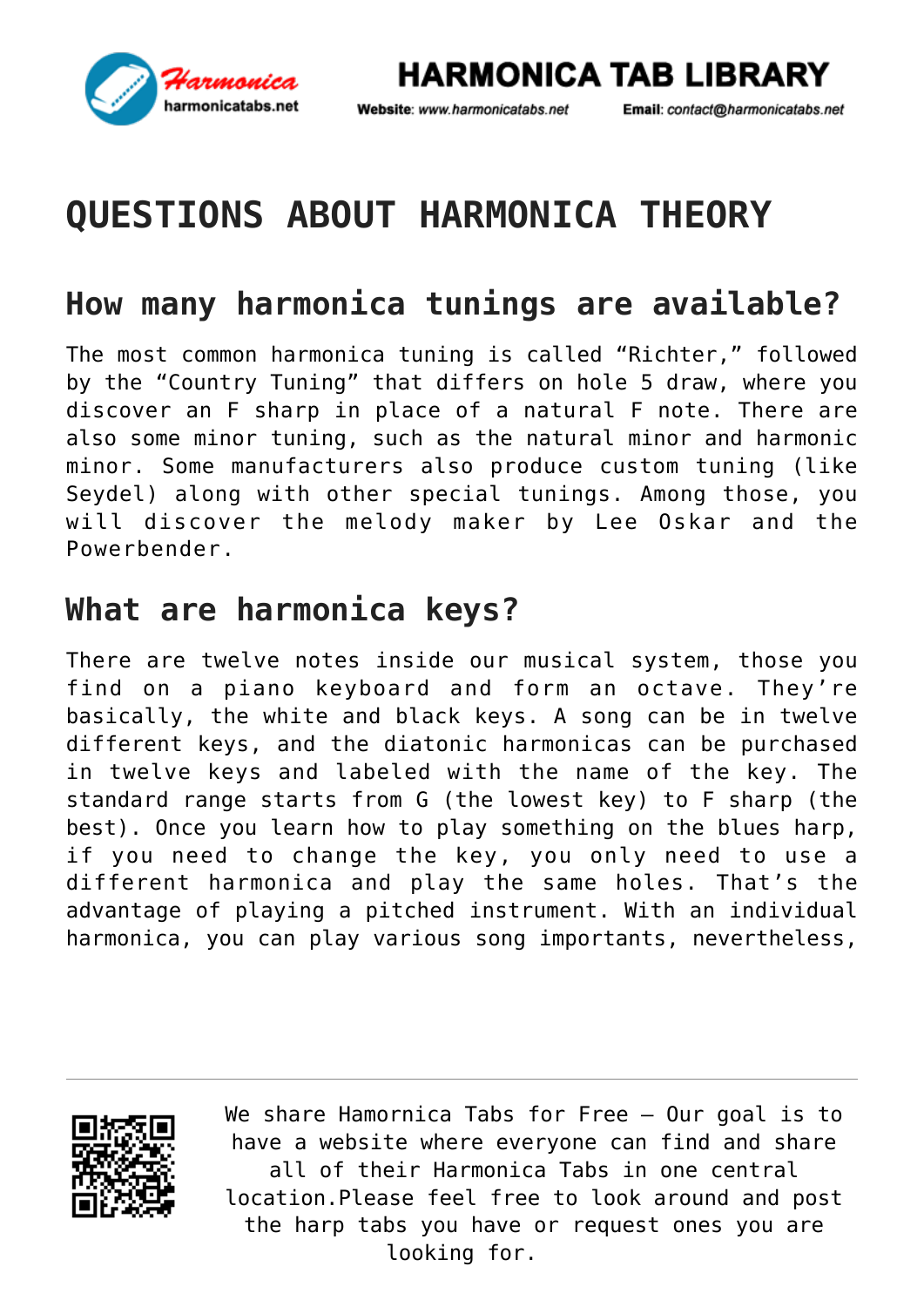# QUESTIONS ABOUT HARMONICA THEORY

## How many harmonica tunings are available?

The most common harmonica tuning is called "Richter," followed by the "Country Tuning" that differs on hole 5 draw, where you discover an F sharp in place of a natural F note. There are also some minor tuning, such as the natural minor and harmonic minor. Some manufacturers also produce custom tuning (like Seydel) along with other special tunings. Among those, you will discover the melody maker by Lee Oskar and the Powerbender.

## What are harmonica keys?

There are twelve notes inside our musical system, those you find on a piano keyboard and form an octave. They're basically, the white and black keys. A song can be in twelve different keys, and the diatonic harmonicas can be purchased in twelve keys and labeled with the name of the key. The standard range starts from G (the lowest key) to F sharp (the best). Once you learn how to play something on the blues harp, if you need to change the key, you only need to use a different harmonica and play the same holes. That's the advantage of playing a pitched instrument. With an individual harmonica, you can play various song importants, nevertheless,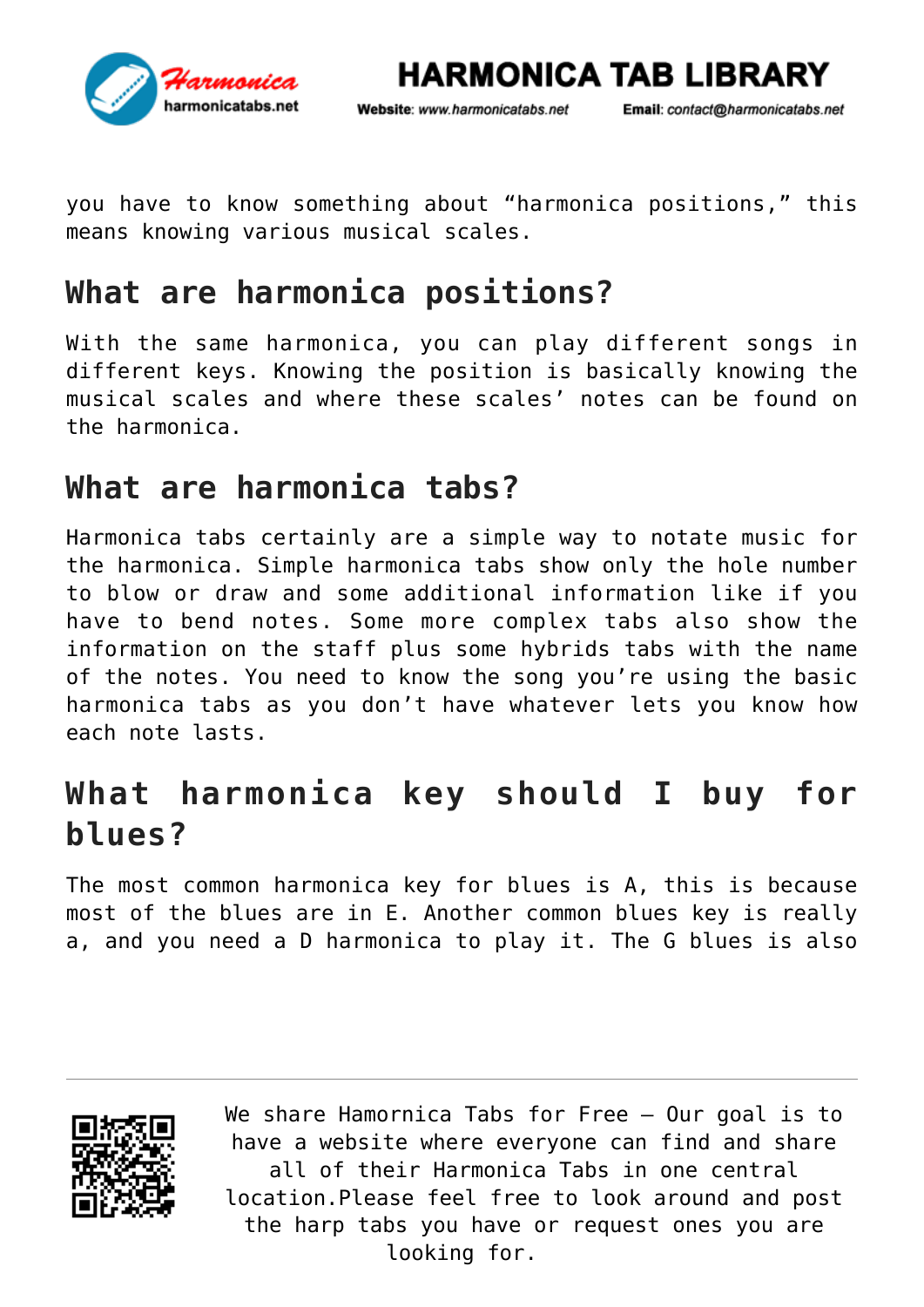you have to know something about "harmonica positions," this means knowing various musical scales.

## What are harmonica positions?

With the same harmonica, you can play different songs in different keys. Knowing the position is basically knowing the musical scales and where these scales' notes can be found on the harmonica.

## What are harmonica tabs?

Harmonica tabs certainly are a simple way to notate music for the harmonica. Simple harmonica tabs show only the hole number to blow or draw and some additional information like if you have to bend notes. Some more complex tabs also show the information on the staff plus some hybrids tabs with the name of the notes. You need to know the song you're using the basic harmonica tabs as you don't have whatever lets you know how each note lasts.

## What harmonica key should I buy for blues?

The most common harmonica key for blues is A, this is because most of the blues are in E. Another common blues key is really a, and you need a D harmonica to play it. The G blues is also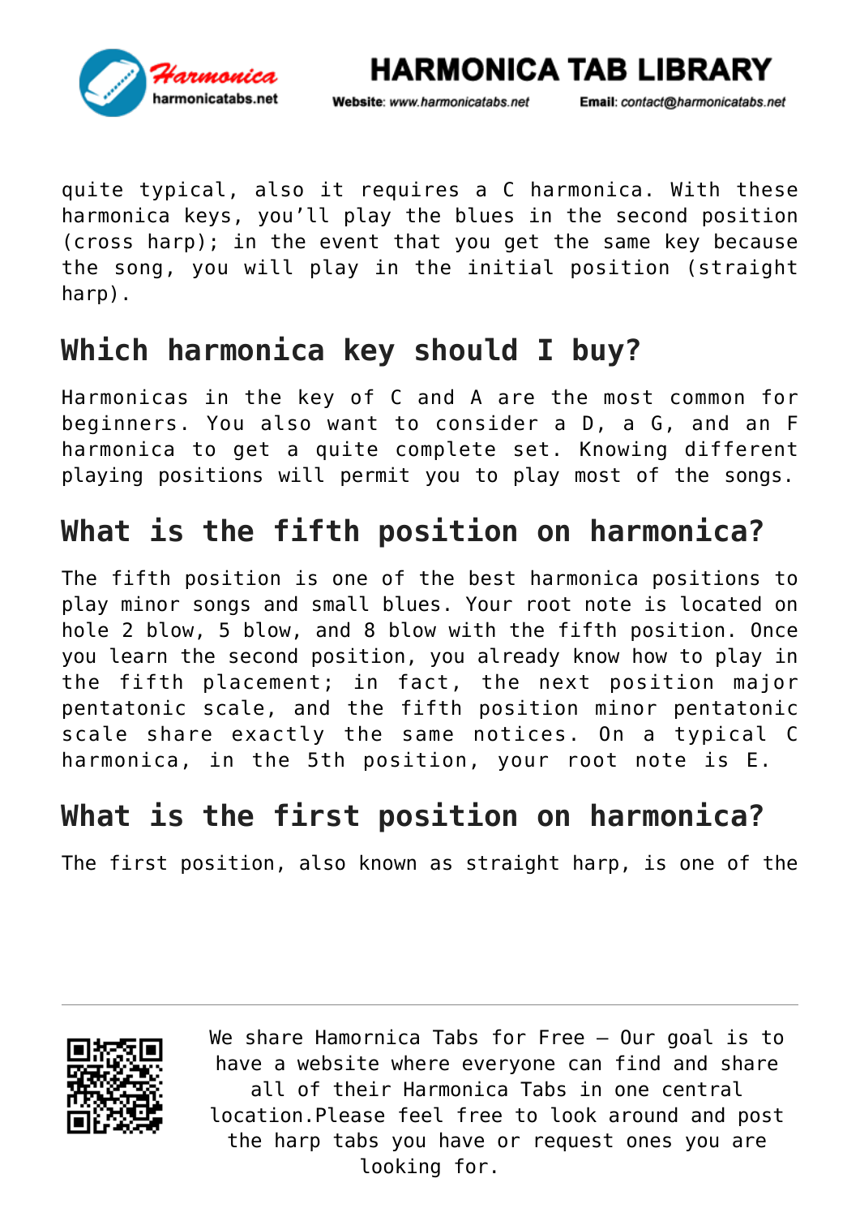quite typical, also it requires a C harmonica. With these harmonica keys, you'll play the blues in the second position (cross harp); in the event that you get the same key because the song, you will play in the initial position (straight harp).

## Which harmonica key should I buy?

Harmonicas in the key of C and A are the most common for beginners. You also want to consider a D, a G, and an F harmonica to get a quite complete set. Knowing different playing positions will permit you to play most of the songs.

## What is the fifth position on harmonica?

The fifth position is one of the best harmonica positions to play minor songs and small blues. Your root note is located on hole 2 blow, 5 blow, and 8 blow with the fifth position. Once you learn the second position, you already know how to play in the fifth placement; in fact, the next position major pentatonic scale, and the fifth position minor pentatonic scale share exactly the same notices. On a typical C harmonica, in the 5th position, your root note is E.

## What is the first position on harmonica?

The first position, also known as straight harp, is one of the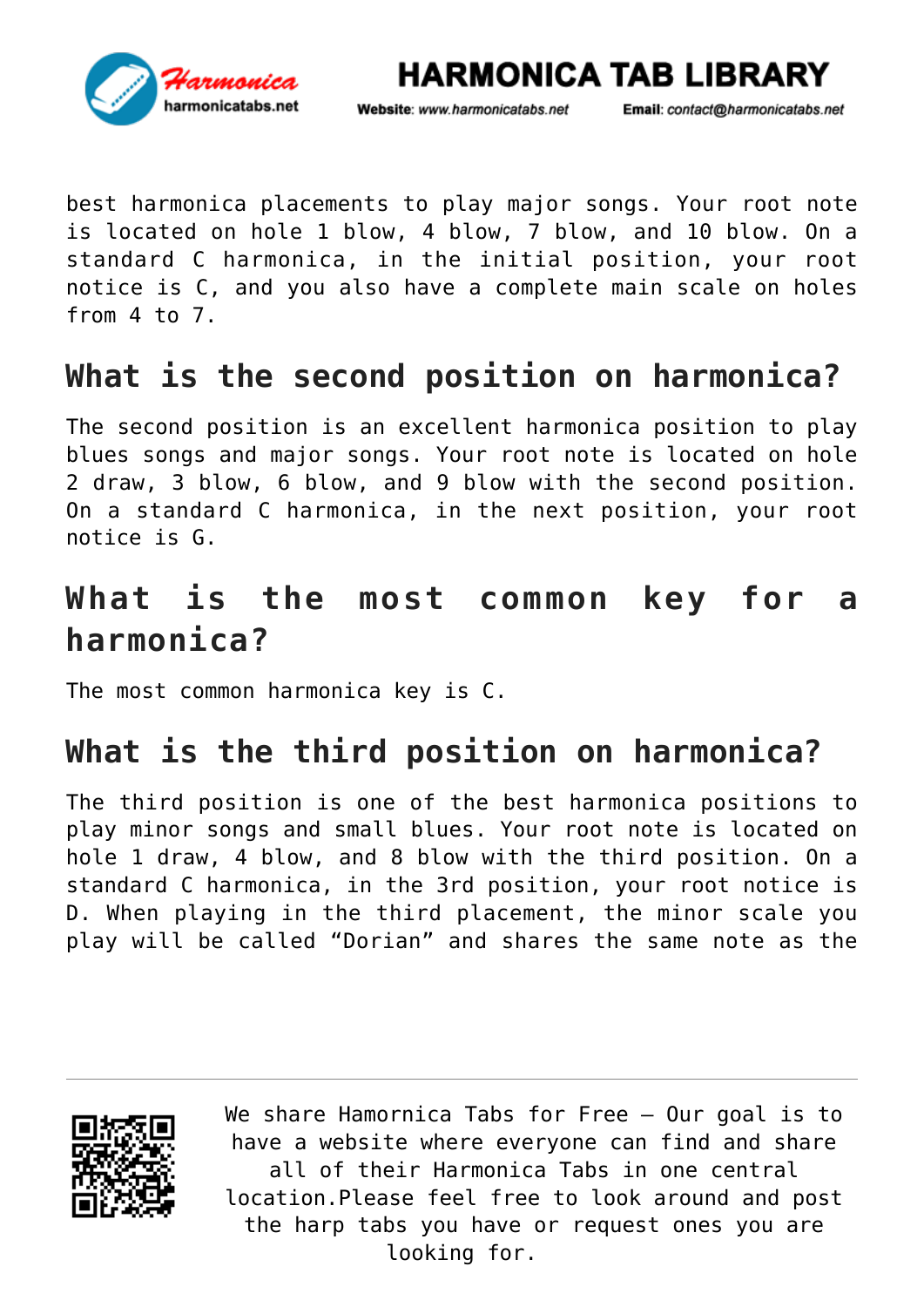best harmonica placements to play major songs. Your root note is located on hole 1 blow, 4 blow, 7 blow, and 10 blow. On a standard C harmonica, in the initial position, your root notice is C, and you also have a complete main scale on holes from 4 to 7.

## What is the second position on harmonica?

The second position is an excellent harmonica position to play blues songs and major songs. Your root note is located on hole 2 draw, 3 blow, 6 blow, and 9 blow with the second position. On a standard C harmonica, in the next position, your root notice is G.

## What is the most common key for a harmonica?

The most common harmonica key is C.

## What is the third position on harmonica?

The third position is one of the best harmonica positions to play minor songs and small blues. Your root note is located on hole 1 draw, 4 blow, and 8 blow with the third position. On a standard C harmonica, in the 3rd position, your root notice is D. When playing in the third placement, the minor scale you play will be called “Dorian” and shares the same note as the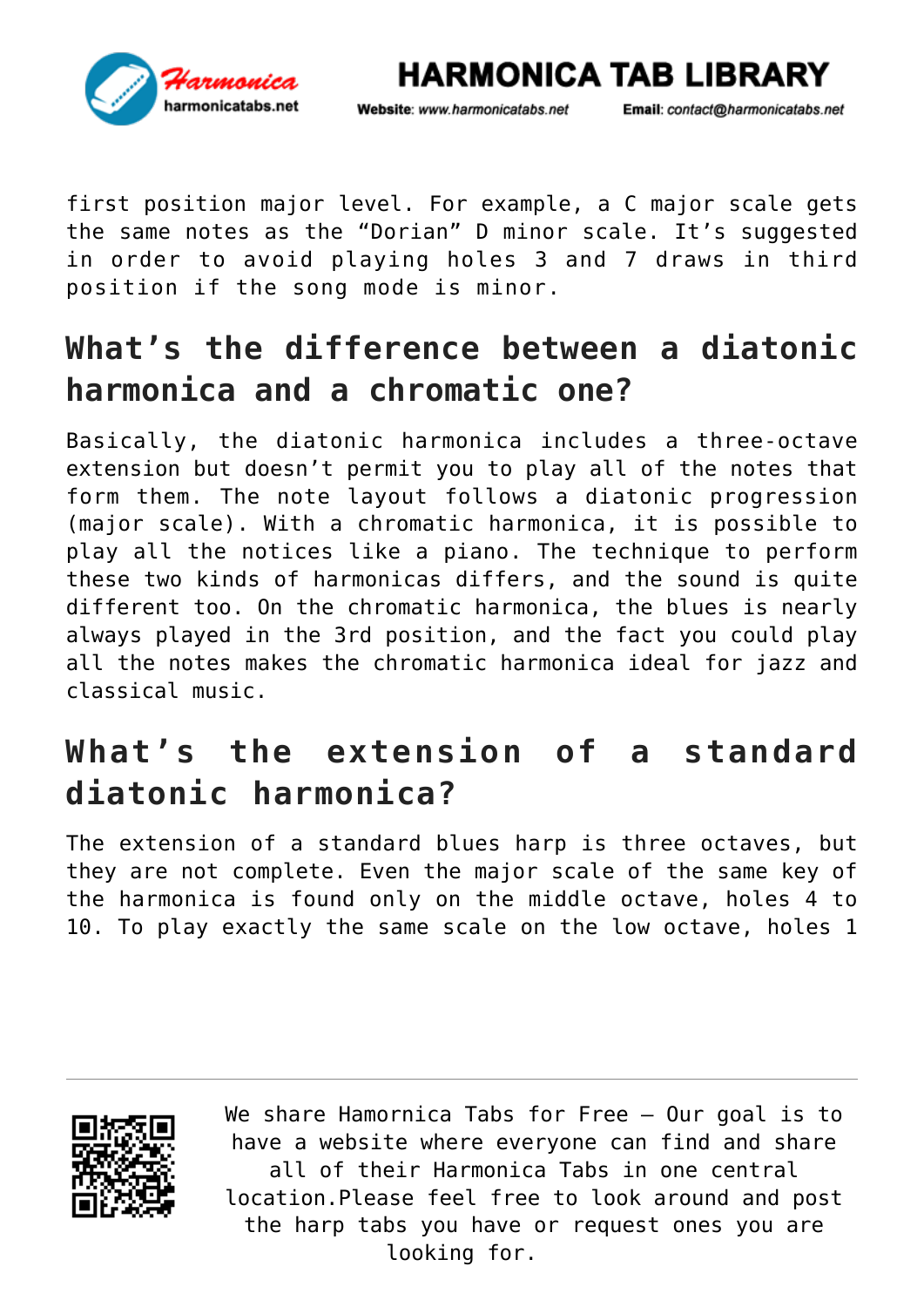first position major level. For example, a C major scale gets the same notes as the “Dorian” D minor scale. It’s suggested in order to avoid playing holes 3 and 7 draws in third position if the song mode is minor.

## What’s the difference between a diatonic harmonica and a chromatic one?

Basically, the diatonic harmonica includes a three-octave extension but doesn’t permit you to play all of the notes that form them. The note layout follows a diatonic progression (major scale). With a chromatic harmonica, it is possible to play all the notices like a piano. The technique to perform these two kinds of harmonicas differs, and the sound is quite different too. On the chromatic harmonica, the blues is nearly always played in the 3rd position, and the fact you could play all the notes makes the chromatic harmonica ideal for jazz and classical music.

## What’s the extension of a standard diatonic harmonica?

The extension of a standard blues harp is three octaves, but they are not complete. Even the major scale of the same key of the harmonica is found only on the middle octave, holes 4 to 10. To play exactly the same scale on the low octave, holes 1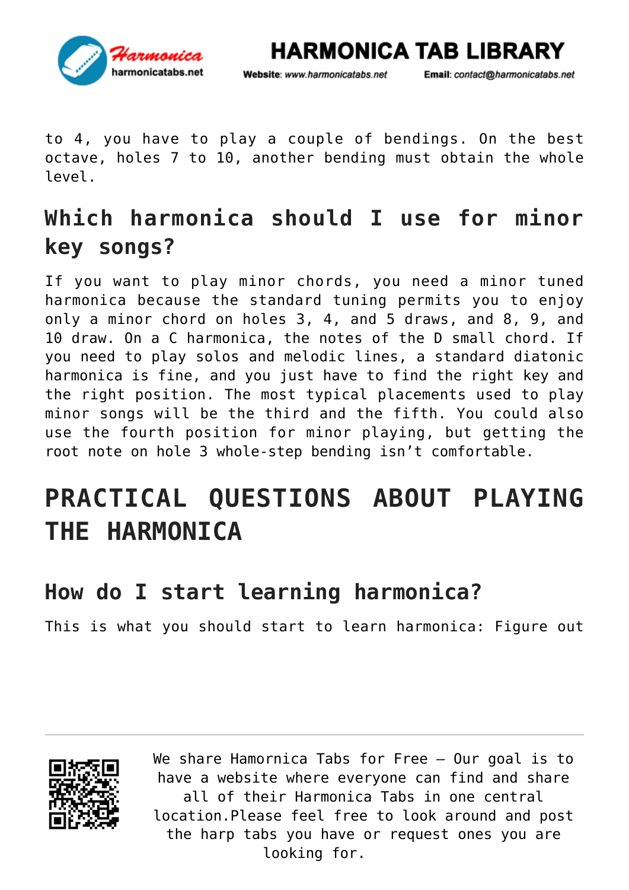to 4, you have to play a couple of bendings. On the best octave, holes 7 to 10, another bending must obtain the whole level.

## Which harmonica should I use for minor key songs?

If you want to play minor chords, you need a minor tuned harmonica because the standard tuning permits you to enjoy only a minor chord on holes 3, 4, and 5 draws, and 8, 9, and 10 draw. On a C harmonica, the notes of the D small chord. If you need to play solos and melodic lines, a standard diatonic harmonica is fine, and you just have to find the right key and the right position. The most typical placements used to play minor songs will be the third and the fifth. You could also use the fourth position for minor playing, but getting the root note on hole 3 whole-step bending isn't comfortable.

# PRACTICAL QUESTIONS ABOUT PLAYING THE HARMONICA

## How do I start learning harmonica?

This is what you should start to learn harmonica: Figure out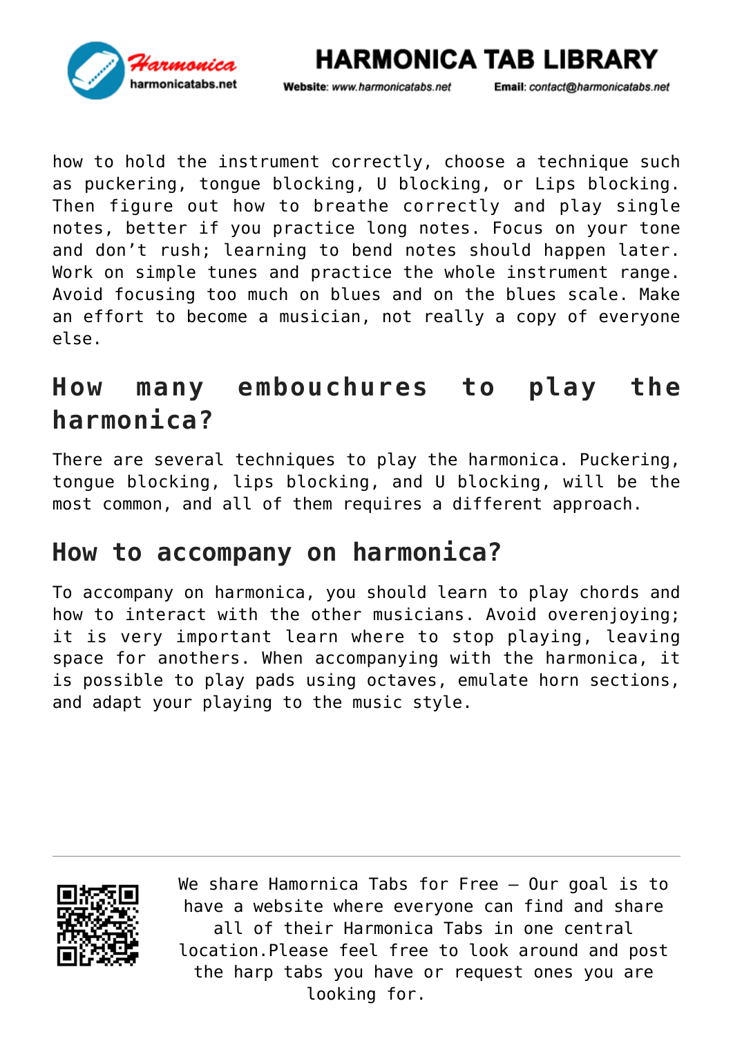how to hold the instrument correctly, choose a technique such as puckering, tongue blocking, U blocking, or Lips blocking. Then figure out how to breathe correctly and play single notes, better if you practice long notes. Focus on your tone and don't rush; learning to bend notes should happen later. Work on simple tunes and practice the whole instrument range. Avoid focusing too much on blues and on the blues scale. Make an effort to become a musician, not really a copy of everyone else.

## How many embouchures to play the harmonica?

There are several techniques to play the harmonica. Puckering, tongue blocking, lips blocking, and U blocking, will be the most common, and all of them requires a different approach.

## How to accompany on harmonica?

To accompany on harmonica, you should learn to play chords and how to interact with the other musicians. Avoid overenjoying; it is very important learn where to stop playing, leaving space for anothers. When accompanying with the harmonica, it is possible to play pads using octaves, emulate horn sections, and adapt your playing to the music style.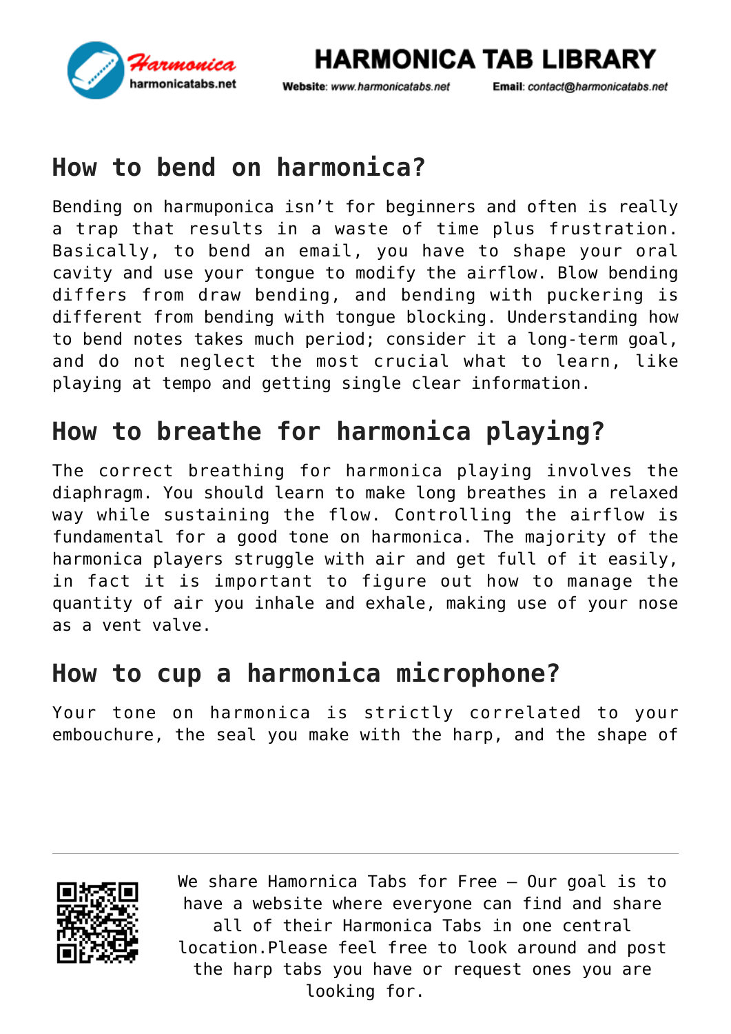## How to bend on harmonica?

Bending on harmuponica isn't for beginners and often is really a trap that results in a waste of time plus frustration. Basically, to bend an email, you have to shape your oral cavity and use your tongue to modify the airflow. Blow bending differs from draw bending, and bending with puckering is different from bending with tongue blocking. Understanding how to bend notes takes much period; consider it a long-term goal, and do not neglect the most crucial what to learn, like playing at tempo and getting single clear information.

## How to breathe for harmonica playing?

The correct breathing for harmonica playing involves the diaphragm. You should learn to make long breathes in a relaxed way while sustaining the flow. Controlling the airflow is fundamental for a good tone on harmonica. The majority of the harmonica players struggle with air and get full of it easily, in fact it is important to figure out how to manage the quantity of air you inhale and exhale, making use of your nose as a vent valve.

## How to cup a harmonica microphone?

Your tone on harmonica is strictly correlated to your embouchure, the seal you make with the harp, and the shape of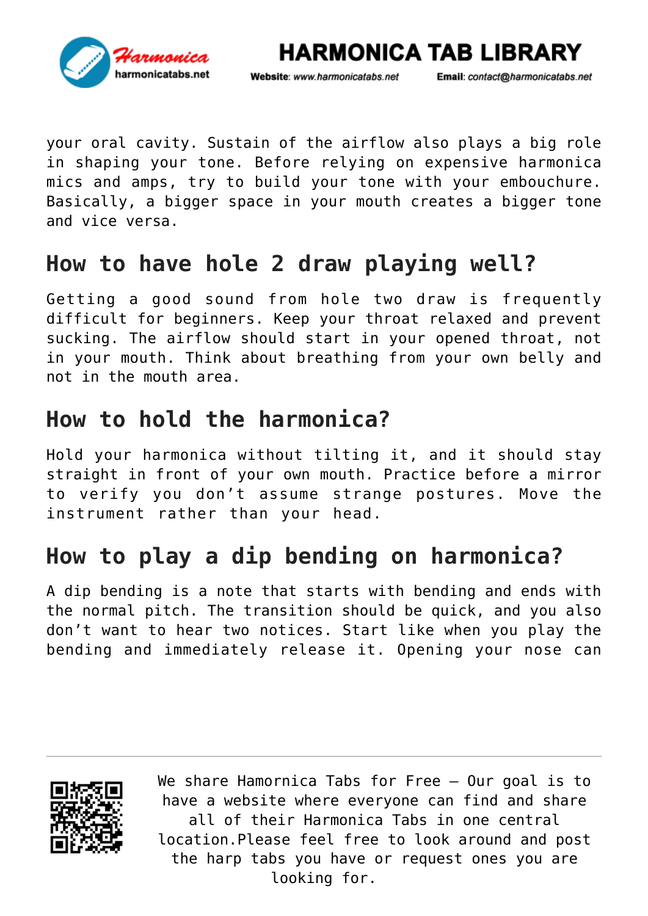your oral cavity. Sustain of the airflow also plays a big role in shaping your tone. Before relying on expensive harmonica mics and amps, try to build your tone with your embouchure. Basically, a bigger space in your mouth creates a bigger tone and vice versa.

## How to have hole 2 draw playing well?

Getting a good sound from hole two draw is frequently difficult for beginners. Keep your throat relaxed and prevent sucking. The airflow should start in your opened throat, not in your mouth. Think about breathing from your own belly and not in the mouth area.

## How to hold the harmonica?

Hold your harmonica without tilting it, and it should stay straight in front of your own mouth. Practice before a mirror to verify you don't assume strange postures. Move the instrument rather than your head.

## How to play a dip bending on harmonica?

A dip bending is a note that starts with bending and ends with the normal pitch. The transition should be quick, and you also don't want to hear two notices. Start like when you play the bending and immediately release it. Opening your nose can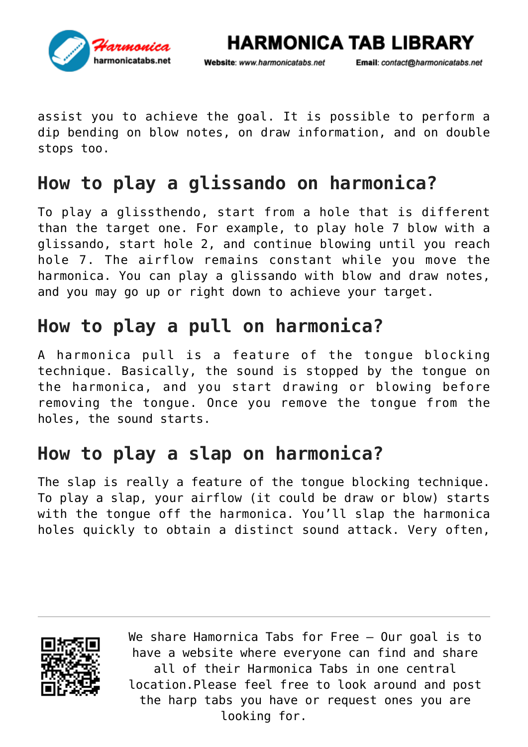assist you to achieve the goal. It is possible to perform a dip bending on blow notes, on draw information, and on double stops too.

## How to play a glissando on harmonica?

To play a glissthendo, start from a hole that is different than the target one. For example, to play hole 7 blow with a glissando, start hole 2, and continue blowing until you reach hole 7. The airflow remains constant while you move the harmonica. You can play a glissando with blow and draw notes, and you may go up or right down to achieve your target.

## How to play a pull on harmonica?

A harmonica pull is a feature of the tongue blocking technique. Basically, the sound is stopped by the tongue on the harmonica, and you start drawing or blowing before removing the tongue. Once you remove the tongue from the holes, the sound starts.

## How to play a slap on harmonica?

The slap is really a feature of the tongue blocking technique. To play a slap, your airflow (it could be draw or blow) starts with the tongue off the harmonica. You'll slap the harmonica holes quickly to obtain a distinct sound attack. Very often,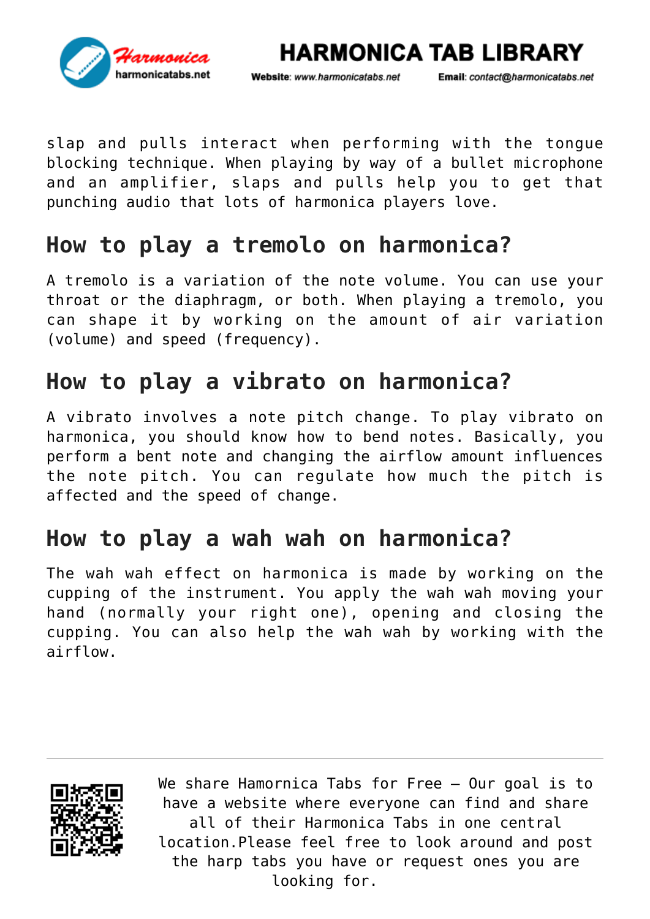slap and pulls interact when performing with the tongue blocking technique. When playing by way of a bullet microphone and an amplifier, slaps and pulls help you to get that punching audio that lots of harmonica players love.

## How to play a tremolo on harmonica?

A tremolo is a variation of the note volume. You can use your throat or the diaphragm, or both. When playing a tremolo, you can shape it by working on the amount of air variation (volume) and speed (frequency).

## How to play a vibrato on harmonica?

A vibrato involves a note pitch change. To play vibrato on harmonica, you should know how to bend notes. Basically, you perform a bent note and changing the airflow amount influences the note pitch. You can regulate how much the pitch is affected and the speed of change.

## How to play a wah wah on harmonica?

The wah wah effect on harmonica is made by working on the cupping of the instrument. You apply the wah wah moving your hand (normally your right one), opening and closing the cupping. You can also help the wah wah by working with the airflow.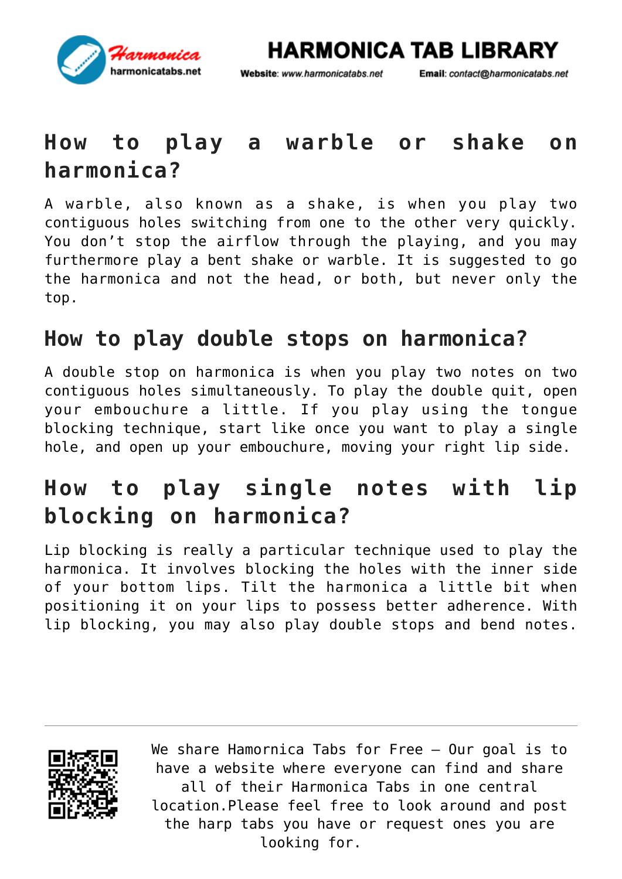## How to play a warble or shake on harmonica?

A warble, also known as a shake, is when you play two contiguous holes switching from one to the other very quickly. You don't stop the airflow through the playing, and you may furthermore play a bent shake or warble. It is suggested to go the harmonica and not the head, or both, but never only the top.

## How to play double stops on harmonica?

A double stop on harmonica is when you play two notes on two contiguous holes simultaneously. To play the double quit, open your embouchure a little. If you play using the tongue blocking technique, start like once you want to play a single hole, and open up your embouchure, moving your right lip side.

## How to play single notes with lip blocking on harmonica?

Lip blocking is really a particular technique used to play the harmonica. It involves blocking the holes with the inner side of your bottom lips. Tilt the harmonica a little bit when positioning it on your lips to possess better adherence. With lip blocking, you may also play double stops and bend notes.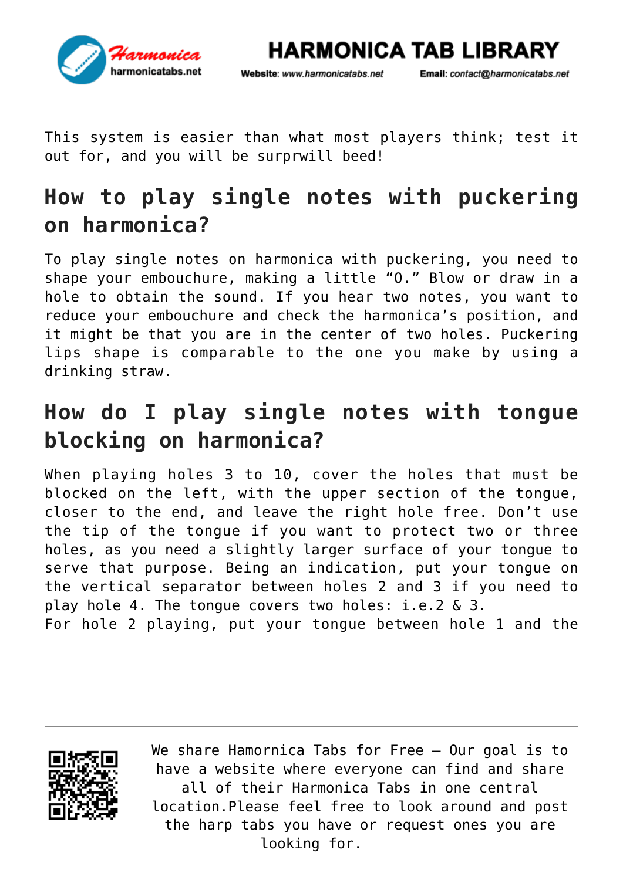This system is easier than what most players think; test it out for, and you will be surprwill beed!

## How to play single notes with puckering on harmonica?

To play single notes on harmonica with puckering, you need to shape your embouchure, making a little "O." Blow or draw in a hole to obtain the sound. If you hear two notes, you want to reduce your embouchure and check the harmonica's position, and it might be that you are in the center of two holes. Puckering lips shape is comparable to the one you make by using a drinking straw.

## How do I play single notes with tongue blocking on harmonica?

When playing holes 3 to 10, cover the holes that must be blocked on the left, with the upper section of the tongue, closer to the end, and leave the right hole free. Don't use the tip of the tongue if you want to protect two or three holes, as you need a slightly larger surface of your tongue to serve that purpose. Being an indication, put your tongue on the vertical separator between holes 2 and 3 if you need to play hole 4. The tongue covers two holes: i.e.2 & 3.
For hole 2 playing, put your tongue between hole 1 and the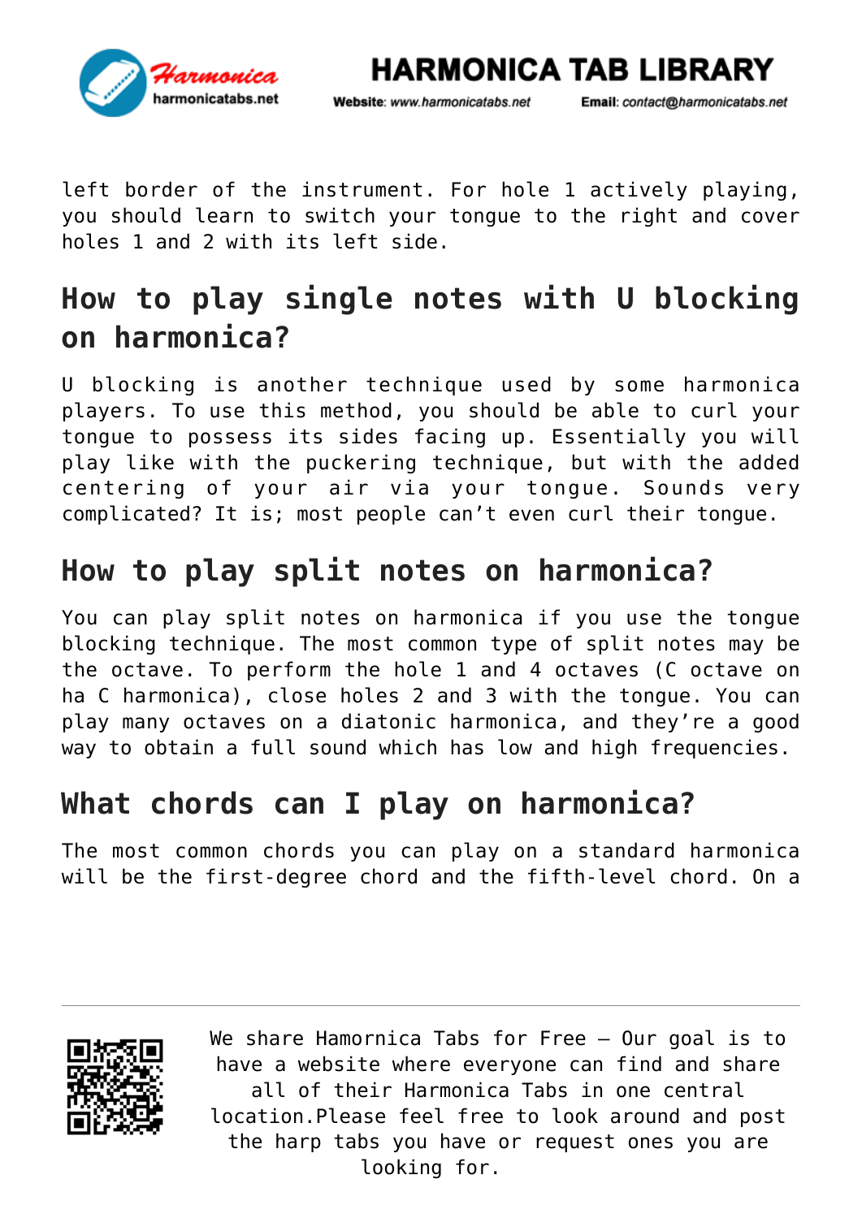left border of the instrument. For hole 1 actively playing, you should learn to switch your tongue to the right and cover holes 1 and 2 with its left side.

## How to play single notes with U blocking on harmonica?

U blocking is another technique used by some harmonica players. To use this method, you should be able to curl your tongue to possess its sides facing up. Essentially you will play like with the puckering technique, but with the added centering of your air via your tongue. Sounds very complicated? It is; most people can't even curl their tongue.

## How to play split notes on harmonica?

You can play split notes on harmonica if you use the tongue blocking technique. The most common type of split notes may be the octave. To perform the hole 1 and 4 octaves (C octave on ha C harmonica), close holes 2 and 3 with the tongue. You can play many octaves on a diatonic harmonica, and they're a good way to obtain a full sound which has low and high frequencies.

## What chords can I play on harmonica?

The most common chords you can play on a standard harmonica will be the first-degree chord and the fifth-level chord. On a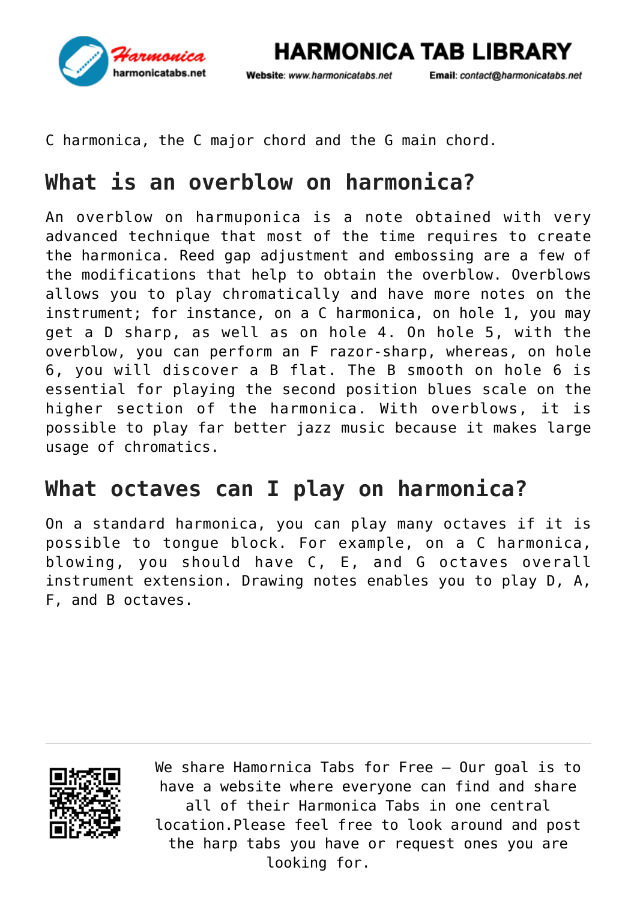C harmonica, the C major chord and the G main chord.

## What is an overblow on harmonica?

An overblow on harmuponica is a note obtained with very advanced technique that most of the time requires to create the harmonica. Reed gap adjustment and embossing are a few of the modifications that help to obtain the overblow. Overblows allows you to play chromatically and have more notes on the instrument; for instance, on a C harmonica, on hole 1, you may get a D sharp, as well as on hole 4. On hole 5, with the overblow, you can perform an F razor-sharp, whereas, on hole 6, you will discover a B flat. The B smooth on hole 6 is essential for playing the second position blues scale on the higher section of the harmonica. With overblows, it is possible to play far better jazz music because it makes large usage of chromatics.

## What octaves can I play on harmonica?

On a standard harmonica, you can play many octaves if it is possible to tongue block. For example, on a C harmonica, blowing, you should have C, E, and G octaves overall instrument extension. Drawing notes enables you to play D, A, F, and B octaves.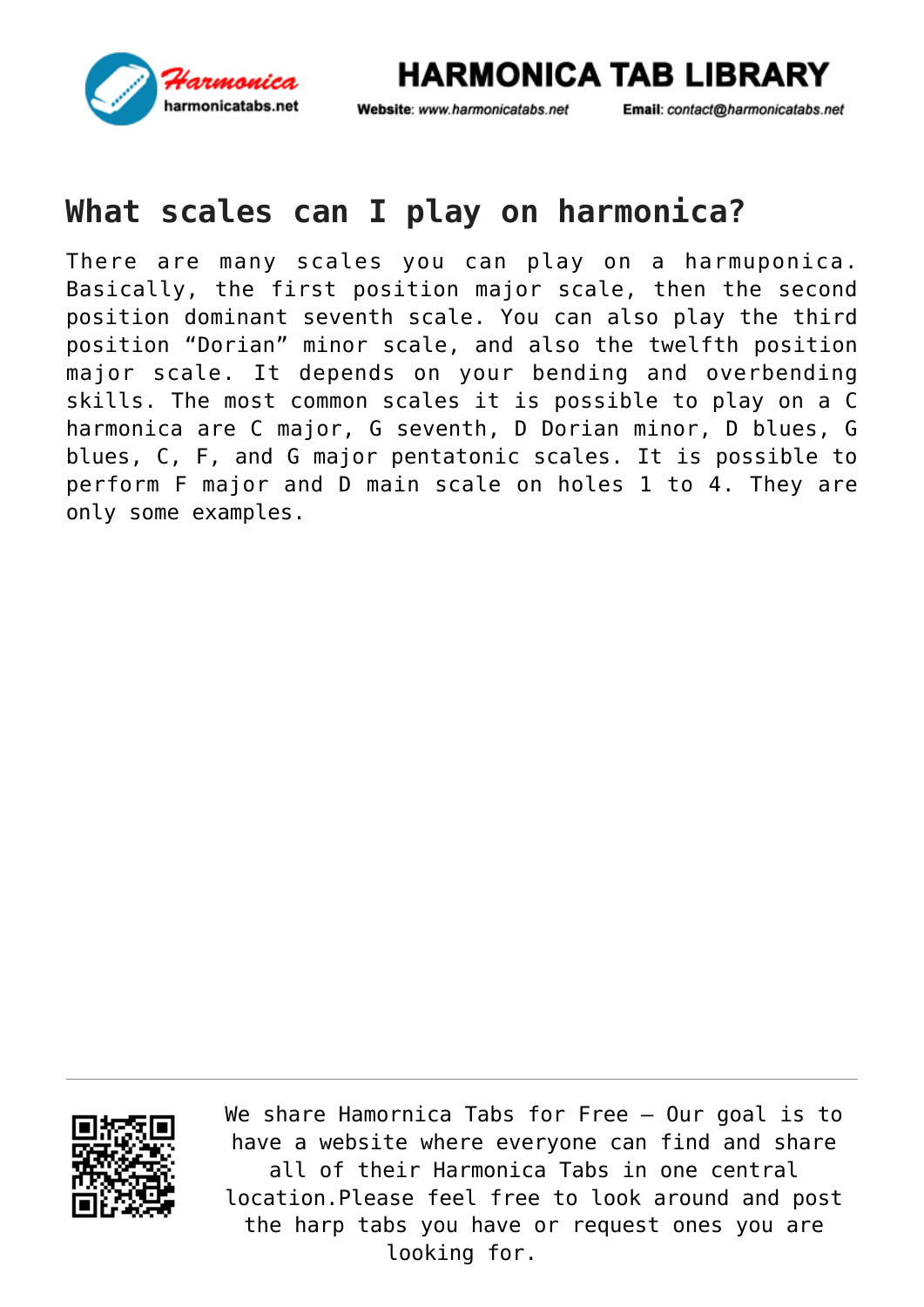# What scales can I play on harmonica?

There are many scales you can play on a harmuponica. Basically, the first position major scale, then the second position dominant seventh scale. You can also play the third position “Dorian” minor scale, and also the twelfth position major scale. It depends on your bending and overbending skills. The most common scales it is possible to play on a C harmonica are C major, G seventh, D Dorian minor, D blues, G blues, C, F, and G major pentatonic scales. It is possible to perform F major and D main scale on holes 1 to 4. They are only some examples.